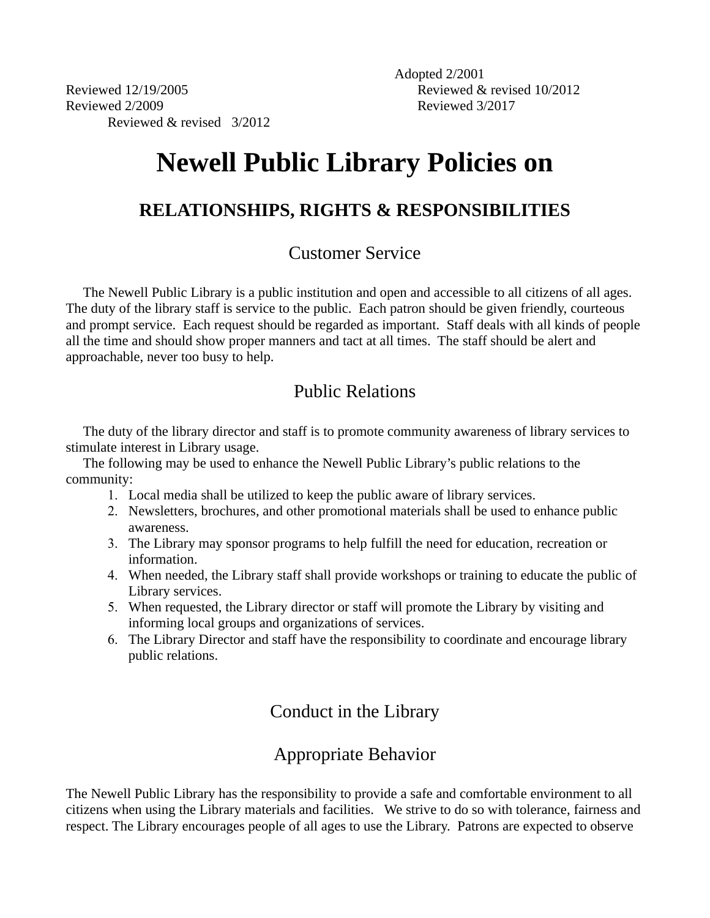Adopted 2/2001
Reviewed 12/19/2005
Reviewed & revised 10/2012
Reviewed 2/2009
Reviewed 3/2017
Reviewed & revised 3/2012

# Newell Public Library Policies on

## RELATIONSHIPS, RIGHTS & RESPONSIBILITIES

### Customer Service

The Newell Public Library is a public institution and open and accessible to all citizens of all ages. The duty of the library staff is service to the public. Each patron should be given friendly, courteous and prompt service. Each request should be regarded as important. Staff deals with all kinds of people all the time and should show proper manners and tact at all times. The staff should be alert and approachable, never too busy to help.

### Public Relations

The duty of the library director and staff is to promote community awareness of library services to stimulate interest in Library usage.

The following may be used to enhance the Newell Public Library's public relations to the community:

1. Local media shall be utilized to keep the public aware of library services.
2. Newsletters, brochures, and other promotional materials shall be used to enhance public awareness.
3. The Library may sponsor programs to help fulfill the need for education, recreation or information.
4. When needed, the Library staff shall provide workshops or training to educate the public of Library services.
5. When requested, the Library director or staff will promote the Library by visiting and informing local groups and organizations of services.
6. The Library Director and staff have the responsibility to coordinate and encourage library public relations.

### Conduct in the Library

### Appropriate Behavior

The Newell Public Library has the responsibility to provide a safe and comfortable environment to all citizens when using the Library materials and facilities. We strive to do so with tolerance, fairness and respect. The Library encourages people of all ages to use the Library. Patrons are expected to observe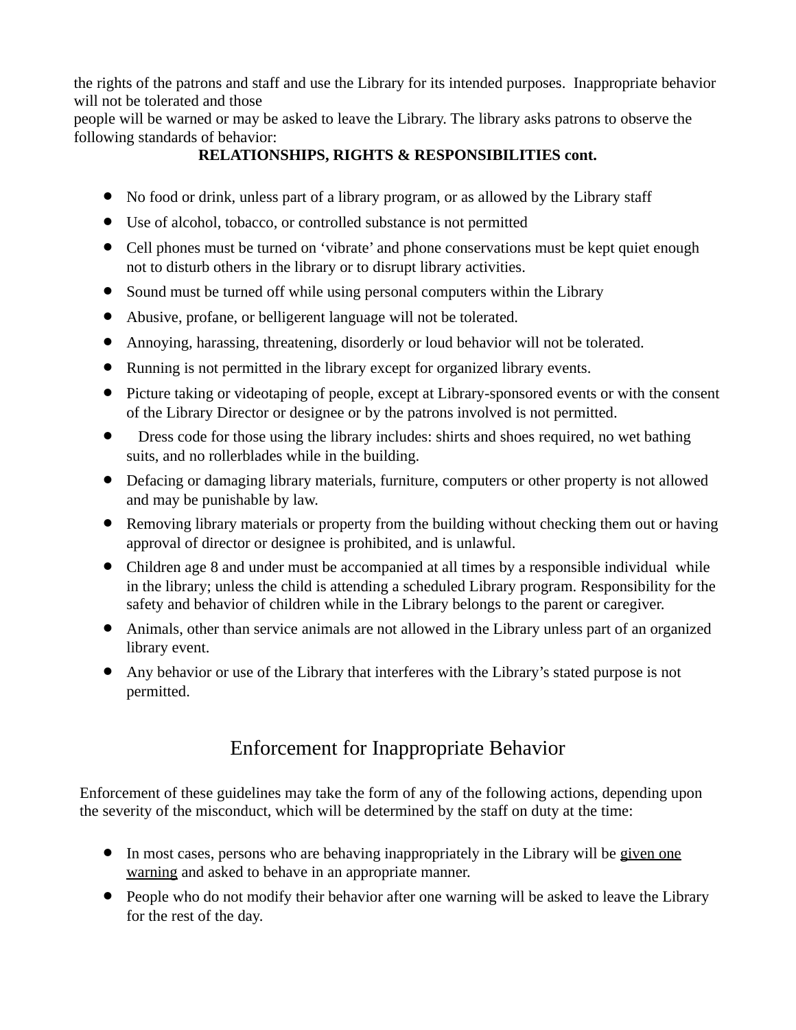the rights of the patrons and staff and use the Library for its intended purposes. Inappropriate behavior will not be tolerated and those
people will be warned or may be asked to leave the Library. The library asks patrons to observe the following standards of behavior:

**RELATIONSHIPS, RIGHTS & RESPONSIBILITIES cont.**

- No food or drink, unless part of a library program, or as allowed by the Library staff
- Use of alcohol, tobacco, or controlled substance is not permitted
- Cell phones must be turned on 'vibrate' and phone conservations must be kept quiet enough not to disturb others in the library or to disrupt library activities.
- Sound must be turned off while using personal computers within the Library
- Abusive, profane, or belligerent language will not be tolerated.
- Annoying, harassing, threatening, disorderly or loud behavior will not be tolerated.
- Running is not permitted in the library except for organized library events.
- Picture taking or videotaping of people, except at Library-sponsored events or with the consent of the Library Director or designee or by the patrons involved is not permitted.
- Dress code for those using the library includes: shirts and shoes required, no wet bathing suits, and no rollerblades while in the building.
- Defacing or damaging library materials, furniture, computers or other property is not allowed and may be punishable by law.
- Removing library materials or property from the building without checking them out or having approval of director or designee is prohibited, and is unlawful.
- Children age 8 and under must be accompanied at all times by a responsible individual while in the library; unless the child is attending a scheduled Library program. Responsibility for the safety and behavior of children while in the Library belongs to the parent or caregiver.
- Animals, other than service animals are not allowed in the Library unless part of an organized library event.
- Any behavior or use of the Library that interferes with the Library's stated purpose is not permitted.

## Enforcement for Inappropriate Behavior

Enforcement of these guidelines may take the form of any of the following actions, depending upon the severity of the misconduct, which will be determined by the staff on duty at the time:

- In most cases, persons who are behaving inappropriately in the Library will be <u>given one warning</u> and asked to behave in an appropriate manner.
- People who do not modify their behavior after one warning will be asked to leave the Library for the rest of the day.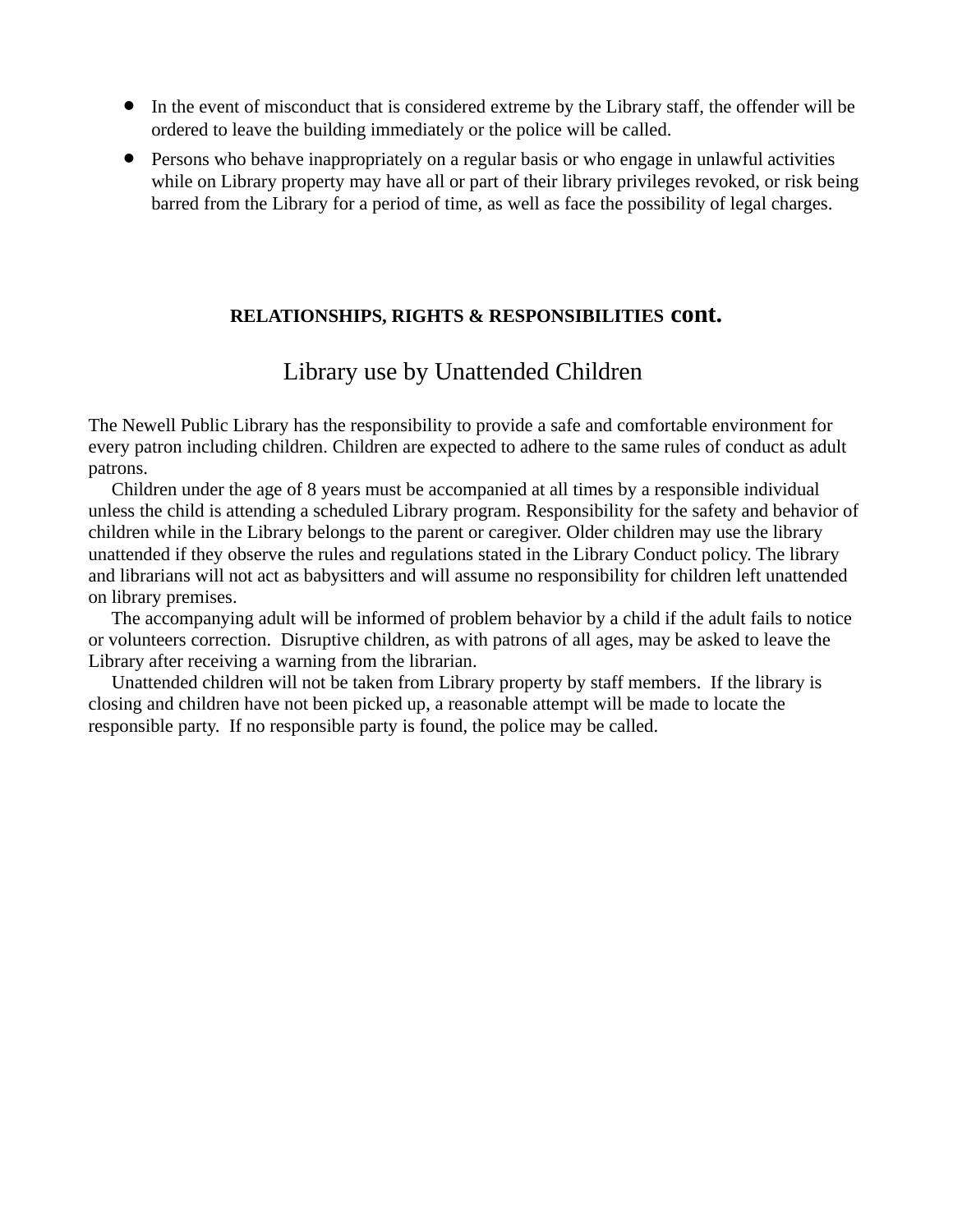- In the event of misconduct that is considered extreme by the Library staff, the offender will be ordered to leave the building immediately or the police will be called.
- Persons who behave inappropriately on a regular basis or who engage in unlawful activities while on Library property may have all or part of their library privileges revoked, or risk being barred from the Library for a period of time, as well as face the possibility of legal charges.

## RELATIONSHIPS, RIGHTS & RESPONSIBILITIES cont.

### Library use by Unattended Children

The Newell Public Library has the responsibility to provide a safe and comfortable environment for every patron including children. Children are expected to adhere to the same rules of conduct as adult patrons.

Children under the age of 8 years must be accompanied at all times by a responsible individual unless the child is attending a scheduled Library program. Responsibility for the safety and behavior of children while in the Library belongs to the parent or caregiver. Older children may use the library unattended if they observe the rules and regulations stated in the Library Conduct policy. The library and librarians will not act as babysitters and will assume no responsibility for children left unattended on library premises.

The accompanying adult will be informed of problem behavior by a child if the adult fails to notice or volunteers correction. Disruptive children, as with patrons of all ages, may be asked to leave the Library after receiving a warning from the librarian.

Unattended children will not be taken from Library property by staff members. If the library is closing and children have not been picked up, a reasonable attempt will be made to locate the responsible party. If no responsible party is found, the police may be called.